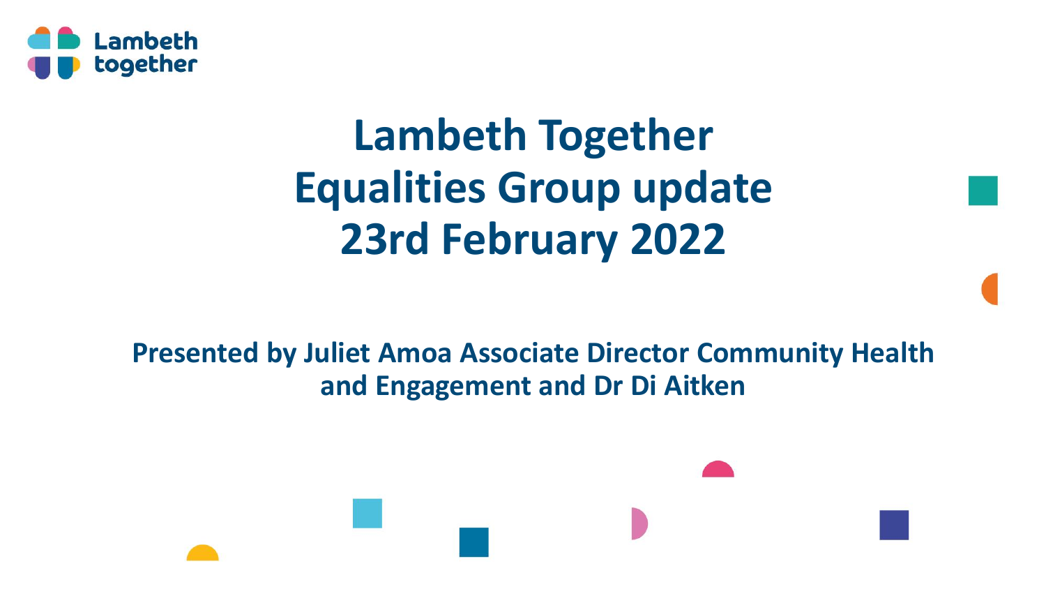Lambeth together

# Lambeth Together Equalities Group update 23rd February 2022

**Presented by Juliet Amoa Associate Director Community Health and Engagement and Dr Di Aitken**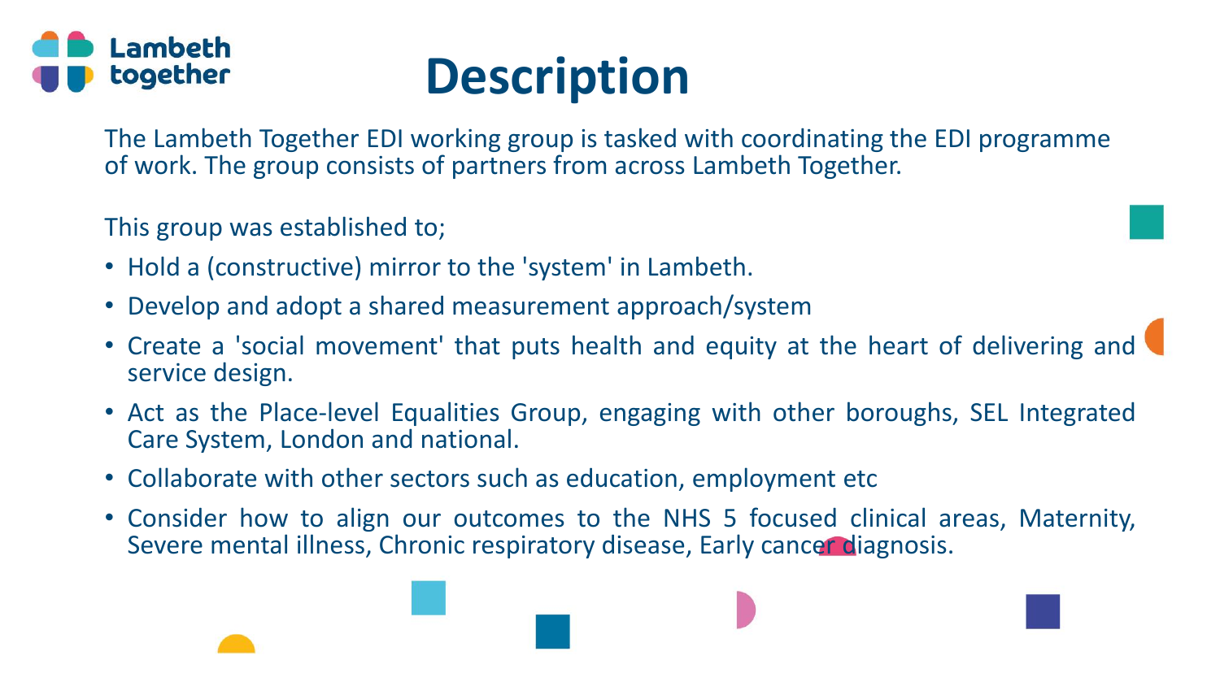# Description

The Lambeth Together EDI working group is tasked with coordinating the EDI programme of work. The group consists of partners from across Lambeth Together.

This group was established to;

- Hold a (constructive) mirror to the 'system' in Lambeth.
- Develop and adopt a shared measurement approach/system
- Create a 'social movement' that puts health and equity at the heart of delivering and service design.
- Act as the Place-level Equalities Group, engaging with other boroughs, SEL Integrated Care System, London and national.
- Collaborate with other sectors such as education, employment etc
- Consider how to align our outcomes to the NHS 5 focused clinical areas, Maternity, Severe mental illness, Chronic respiratory disease, Early cancer diagnosis.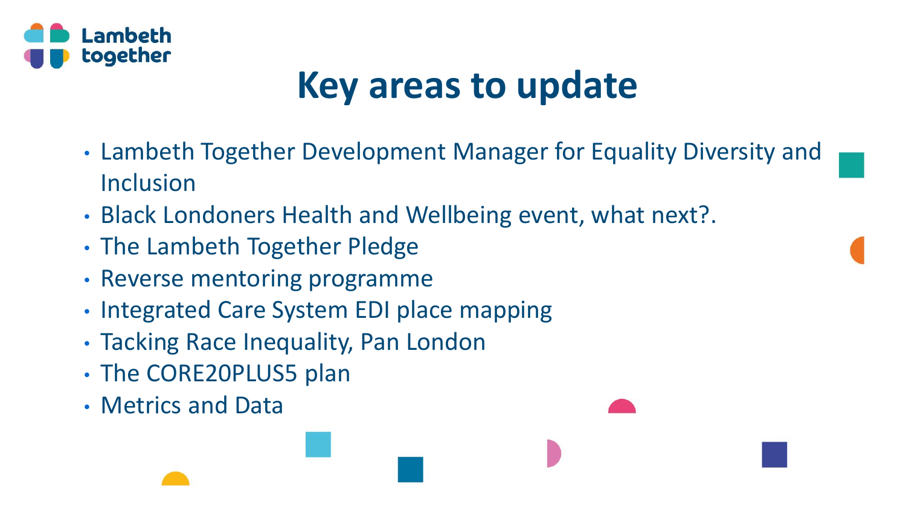# Key areas to update

- Lambeth Together Development Manager for Equality Diversity and Inclusion
- Black Londoners Health and Wellbeing event, what next?.
- The Lambeth Together Pledge
- Reverse mentoring programme
- Integrated Care System EDI place mapping
- Tacking Race Inequality, Pan London
- The CORE20PLUS5 plan
- Metrics and Data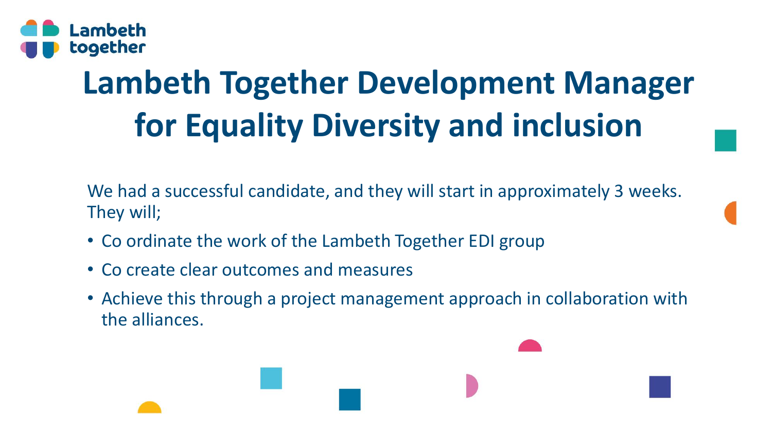# Lambeth Together Development Manager for Equality Diversity and inclusion

We had a successful candidate, and they will start in approximately 3 weeks. They will;

- Co ordinate the work of the Lambeth Together EDI group
- Co create clear outcomes and measures
- Achieve this through a project management approach in collaboration with the alliances.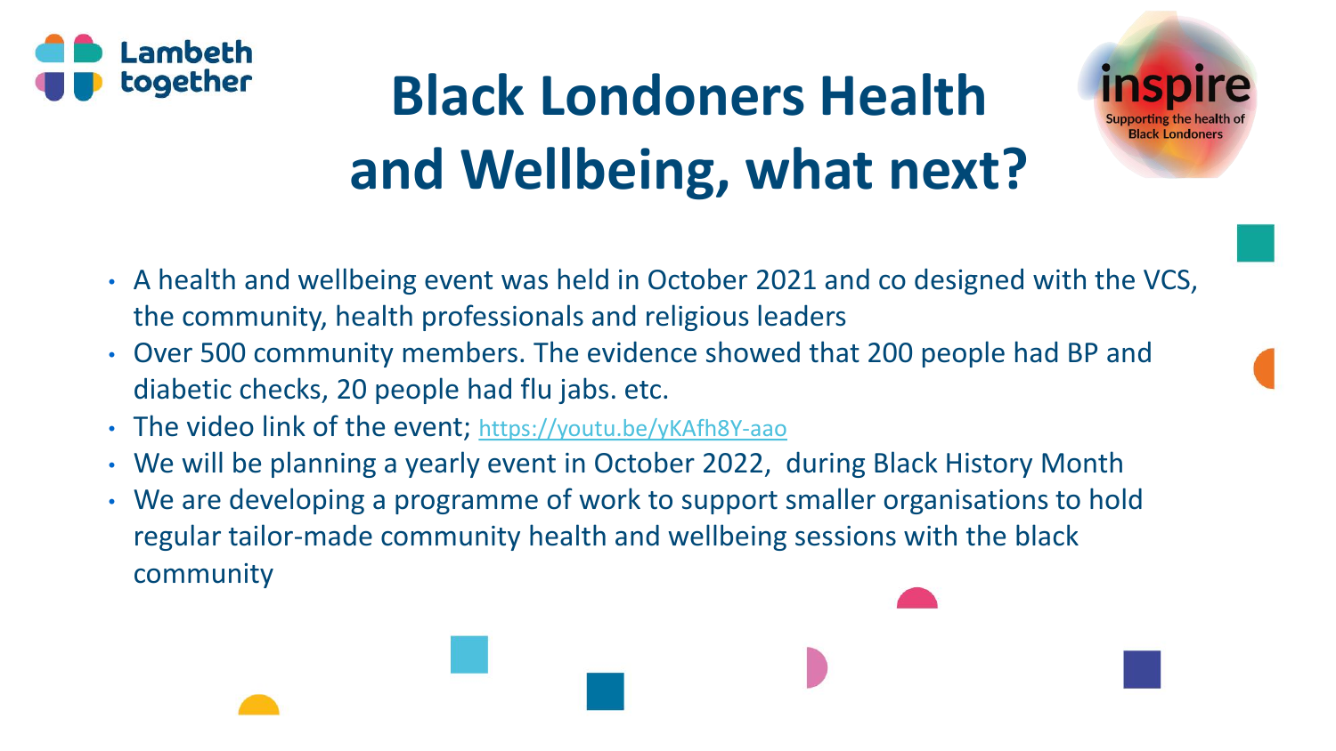# Black Londoners Health and Wellbeing, what next?

- A health and wellbeing event was held in October 2021 and co designed with the VCS, the community, health professionals and religious leaders
- Over 500 community members. The evidence showed that 200 people had BP and diabetic checks, 20 people had flu jabs. etc.
- The video link of the event; https://youtu.be/yKAfh8Y-aao
- We will be planning a yearly event in October 2022, during Black History Month
- We are developing a programme of work to support smaller organisations to hold regular tailor-made community health and wellbeing sessions with the black community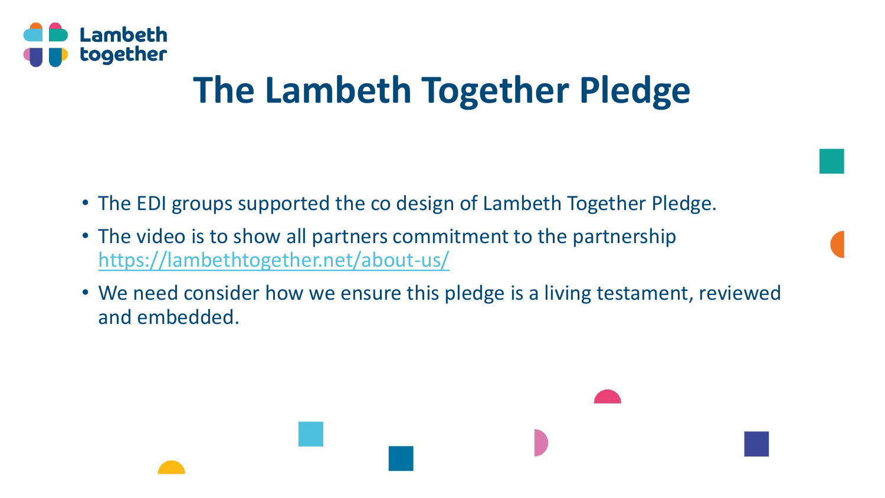# The Lambeth Together Pledge

- The EDI groups supported the co design of Lambeth Together Pledge.
- The video is to show all partners commitment to the partnership https://lambethtogether.net/about-us/
- We need consider how we ensure this pledge is a living testament, reviewed and embedded.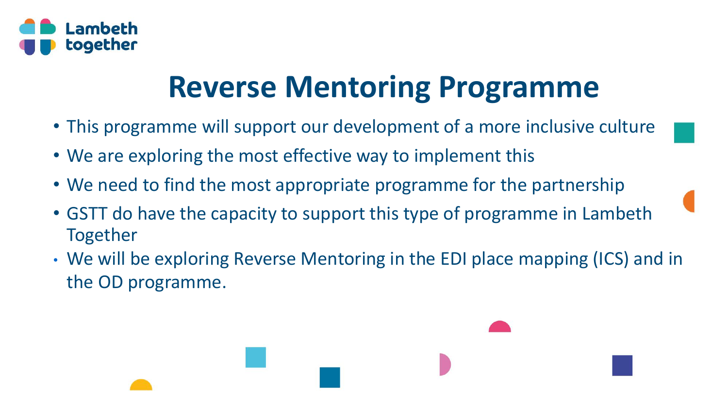Lambeth together

# Reverse Mentoring Programme

- This programme will support our development of a more inclusive culture
- We are exploring the most effective way to implement this
- We need to find the most appropriate programme for the partnership
- GSTT do have the capacity to support this type of programme in Lambeth Together
- We will be exploring Reverse Mentoring in the EDI place mapping (ICS) and in the OD programme.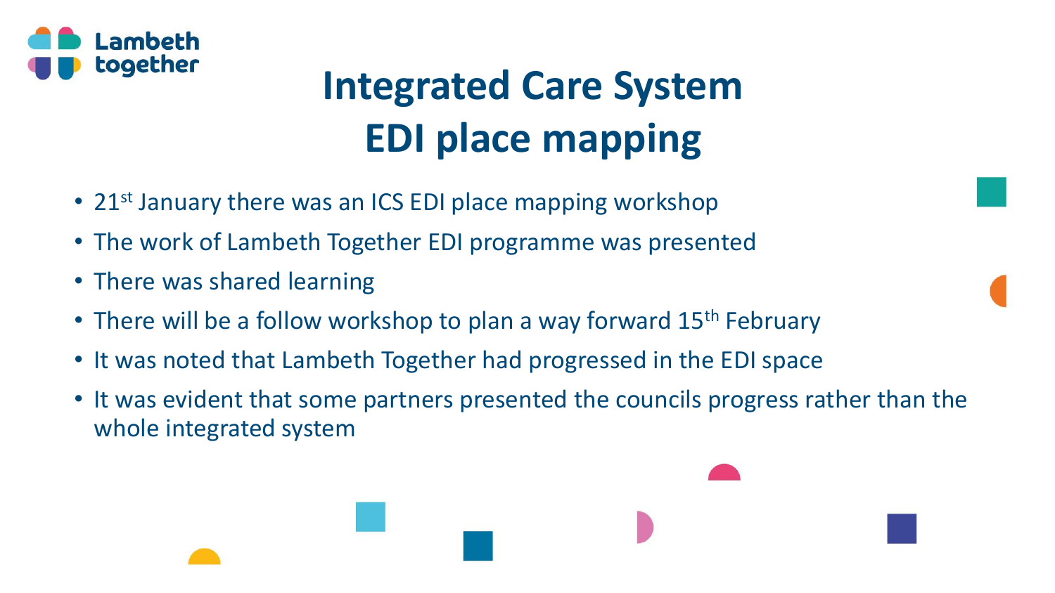Lambeth together

# Integrated Care System EDI place mapping

- 21st January there was an ICS EDI place mapping workshop
- The work of Lambeth Together EDI programme was presented
- There was shared learning
- There will be a follow workshop to plan a way forward 15th February
- It was noted that Lambeth Together had progressed in the EDI space
- It was evident that some partners presented the councils progress rather than the whole integrated system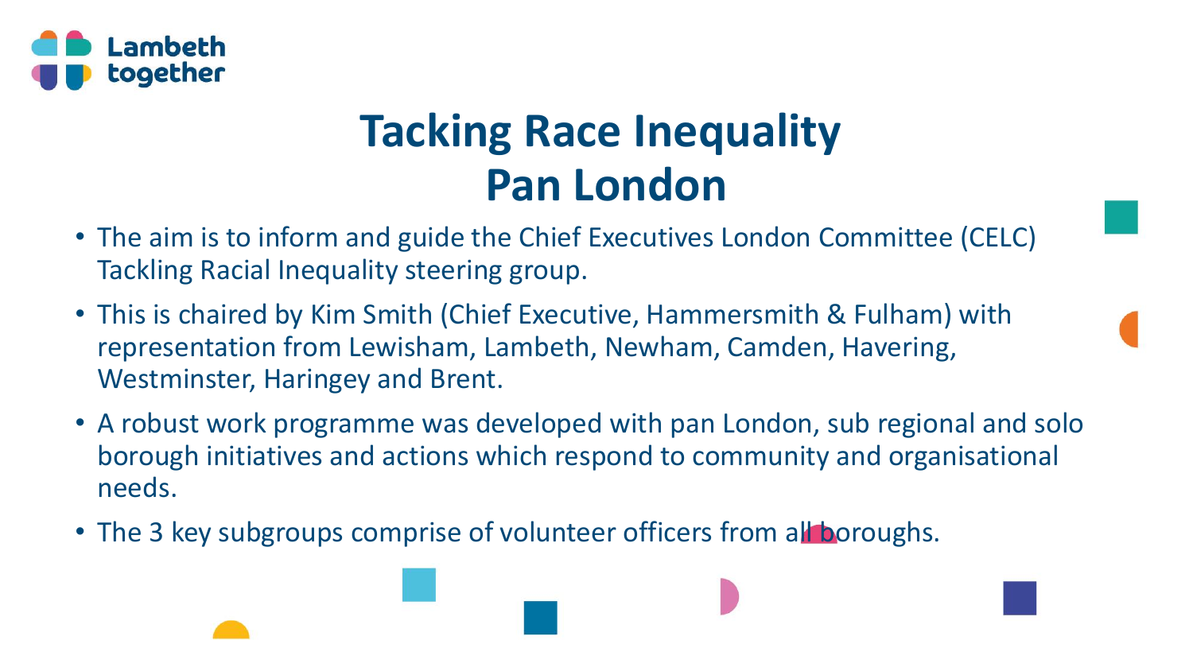# Tacking Race Inequality Pan London

- The aim is to inform and guide the Chief Executives London Committee (CELC) Tackling Racial Inequality steering group.
- This is chaired by Kim Smith (Chief Executive, Hammersmith & Fulham) with representation from Lewisham, Lambeth, Newham, Camden, Havering, Westminster, Haringey and Brent.
- A robust work programme was developed with pan London, sub regional and solo borough initiatives and actions which respond to community and organisational needs.
- The 3 key subgroups comprise of volunteer officers from all boroughs.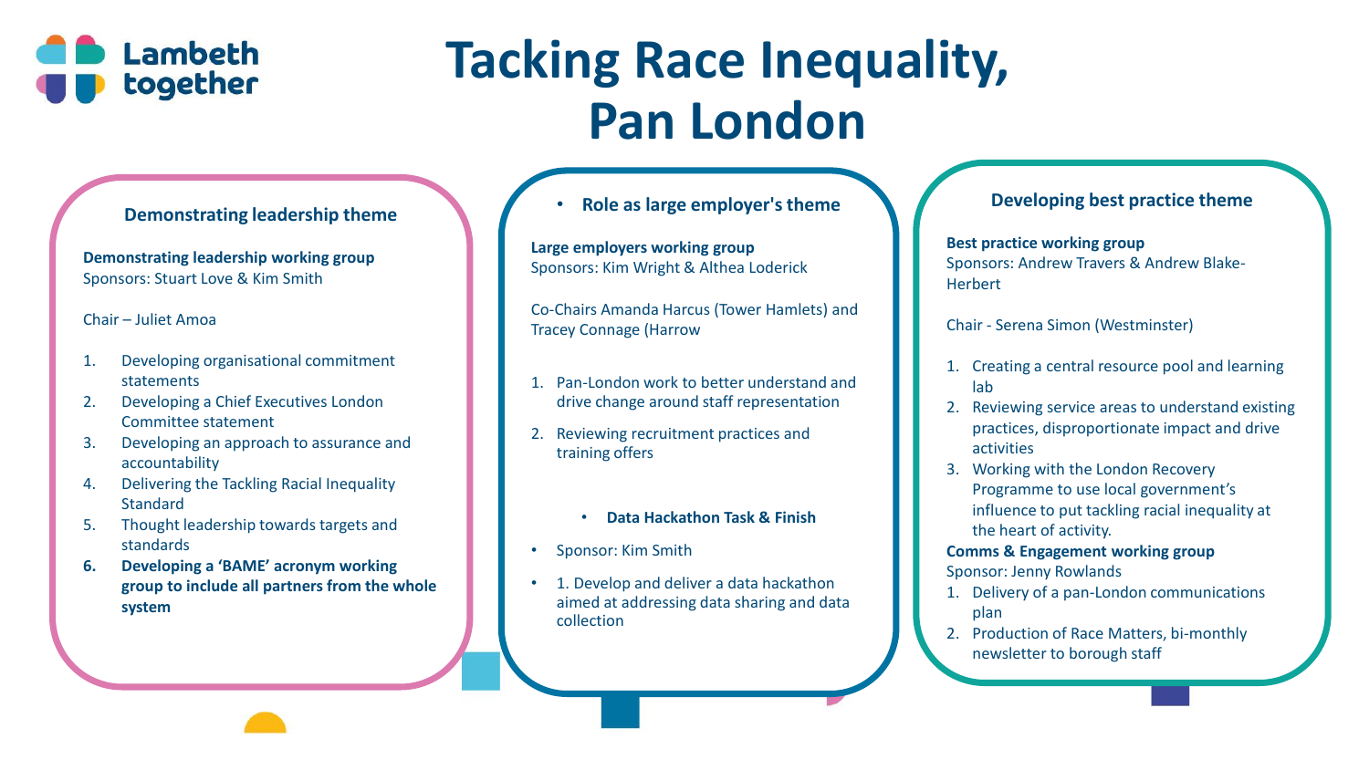# Tacking Race Inequality, Pan London

## Demonstrating leadership theme

**Demonstrating leadership working group**
Sponsors: Stuart Love & Kim Smith

Chair – Juliet Amoa

1. Developing organisational commitment statements
2. Developing a Chief Executives London Committee statement
3. Developing an approach to assurance and accountability
4. Delivering the Tackling Racial Inequality Standard
5. Thought leadership towards targets and standards
6. **Developing a 'BAME' acronym working group to include all partners from the whole system**

## Role as large employer's theme

**Large employers working group**
Sponsors: Kim Wright & Althea Loderick

Co-Chairs Amanda Harcus (Tower Hamlets) and Tracey Connage (Harrow

1. Pan-London work to better understand and drive change around staff representation
2. Reviewing recruitment practices and training offers

**Data Hackathon Task & Finish**

- Sponsor: Kim Smith
- 1. Develop and deliver a data hackathon aimed at addressing data sharing and data collection

## Developing best practice theme

**Best practice working group**
Sponsors: Andrew Travers & Andrew Blake-Herbert

Chair - Serena Simon (Westminster)

1. Creating a central resource pool and learning lab
2. Reviewing service areas to understand existing practices, disproportionate impact and drive activities
3. Working with the London Recovery Programme to use local government's influence to put tackling racial inequality at the heart of activity.

**Comms & Engagement working group**
Sponsor: Jenny Rowlands

1. Delivery of a pan-London communications plan
2. Production of Race Matters, bi-monthly newsletter to borough staff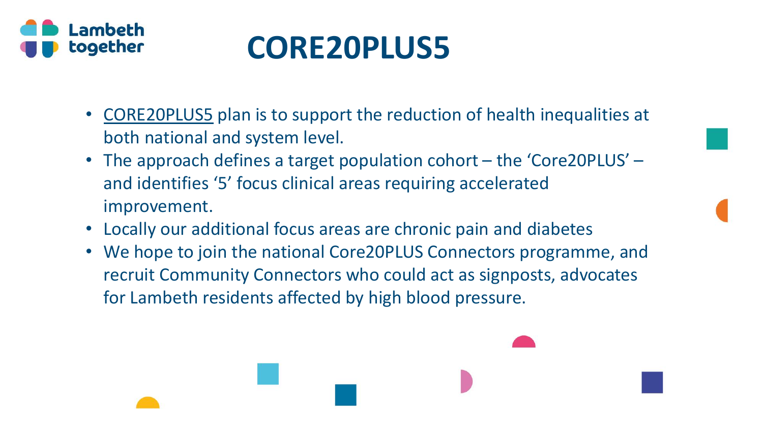# CORE20PLUS5

- CORE20PLUS5 plan is to support the reduction of health inequalities at both national and system level.
- The approach defines a target population cohort – the 'Core20PLUS' – and identifies '5' focus clinical areas requiring accelerated improvement.
- Locally our additional focus areas are chronic pain and diabetes
- We hope to join the national Core20PLUS Connectors programme, and recruit Community Connectors who could act as signposts, advocates for Lambeth residents affected by high blood pressure.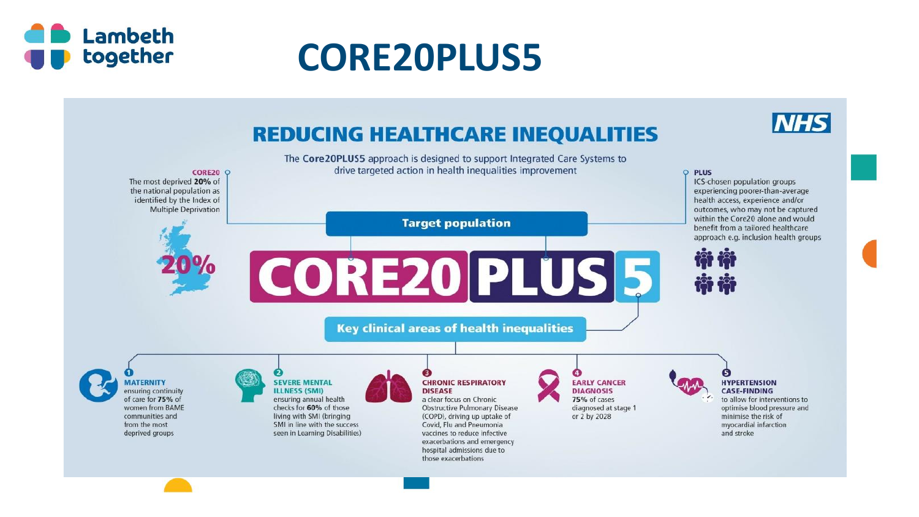# CORE20PLUS5

## REDUCING HEALTHCARE INEQUALITIES

The **Core20PLUS5** approach is designed to support Integrated Care Systems to drive targeted action in health inequalities improvement

**CORE20**
The most deprived **20%** of the national population as identified by the Index of Multiple Deprivation

20%

**PLUS**
ICS-chosen population groups experiencing poorer-than-average health access, experience and/or outcomes, who may not be captured within the Core20 alone and would benefit from a tailored healthcare approach e.g. inclusion health groups

**Target population**

**CORE20 PLUS 5**

**Key clinical areas of health inequalities**

1. **MATERNITY**
   ensuring continuity of care for **75%** of women from BAME communities and from the most deprived groups

2. **SEVERE MENTAL ILLNESS (SMI)**
   ensuring annual health checks for **60%** of those living with SMI (bringing SMI in line with the success seen in Learning Disabilities)

3. **CHRONIC RESPIRATORY DISEASE**
   a clear focus on Chronic Obstructive Pulmonary Disease (COPD), driving up uptake of Covid, Flu and Pneumonia vaccines to reduce infective exacerbations and emergency hospital admissions due to those exacerbations

4. **EARLY CANCER DIAGNOSIS**
   **75%** of cases diagnosed at stage 1 or 2 by 2028

5. **HYPERTENSION CASE-FINDING**
   to allow for interventions to optimise blood pressure and minimise the risk of myocardial infarction and stroke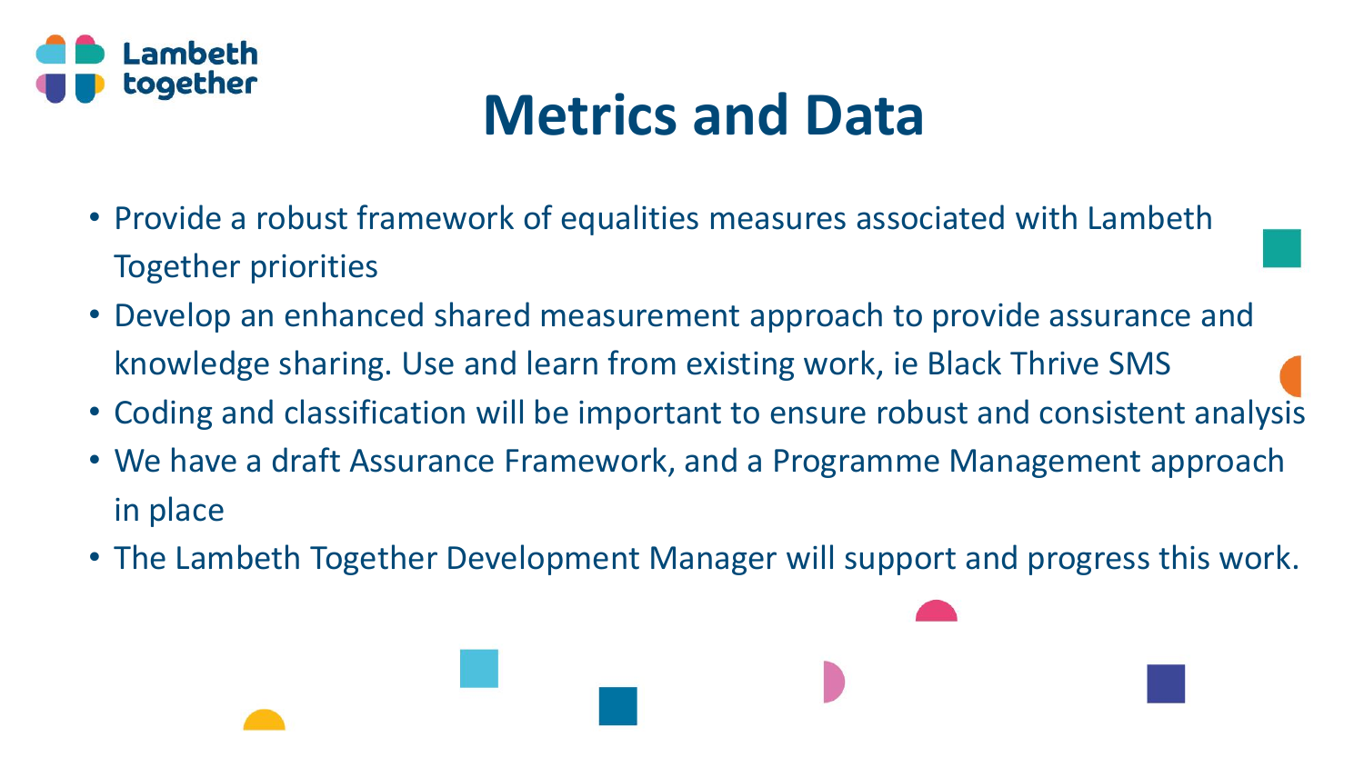# Metrics and Data

- Provide a robust framework of equalities measures associated with Lambeth Together priorities
- Develop an enhanced shared measurement approach to provide assurance and knowledge sharing. Use and learn from existing work, ie Black Thrive SMS
- Coding and classification will be important to ensure robust and consistent analysis
- We have a draft Assurance Framework, and a Programme Management approach in place
- The Lambeth Together Development Manager will support and progress this work.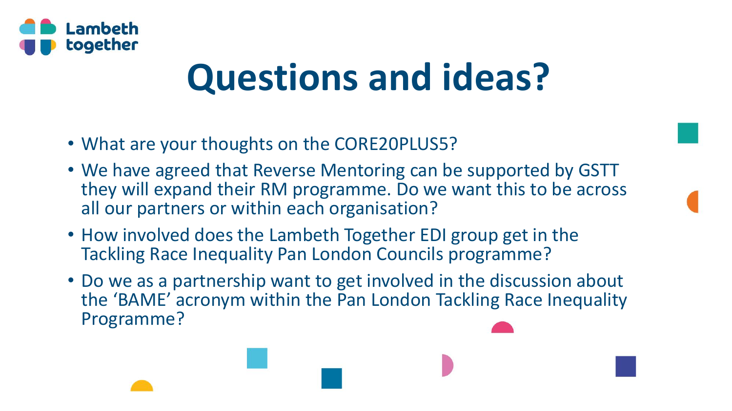Lambeth together

# Questions and ideas?

- What are your thoughts on the CORE20PLUS5?
- We have agreed that Reverse Mentoring can be supported by GSTT they will expand their RM programme. Do we want this to be across all our partners or within each organisation?
- How involved does the Lambeth Together EDI group get in the Tackling Race Inequality Pan London Councils programme?
- Do we as a partnership want to get involved in the discussion about the 'BAME' acronym within the Pan London Tackling Race Inequality Programme?